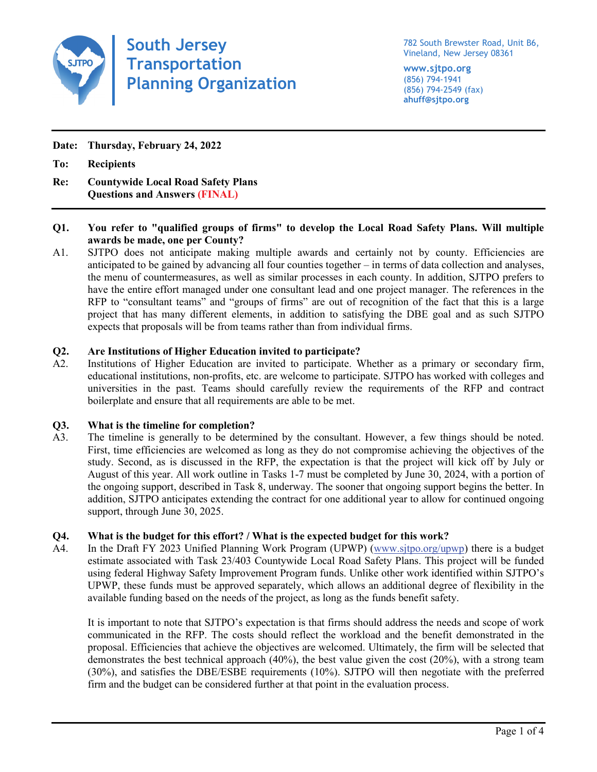# South Jersey Transportation Planning Organization

782 South Brewster Road, Unit B6,
Vineland, New Jersey 08361

**www.sjtpo.org**
(856) 794-1941
(856) 794-2549 (fax)
**ahuff@sjtpo.org**

---

**Date:** **Thursday, February 24, 2022**

**To:** **Recipients**

**Re:** **Countywide Local Road Safety Plans**
**Questions and Answers (FINAL)**

---

**Q1. You refer to "qualified groups of firms" to develop the Local Road Safety Plans. Will multiple awards be made, one per County?**

A1. SJTPO does not anticipate making multiple awards and certainly not by county. Efficiencies are anticipated to be gained by advancing all four counties together – in terms of data collection and analyses, the menu of countermeasures, as well as similar processes in each county. In addition, SJTPO prefers to have the entire effort managed under one consultant lead and one project manager. The references in the RFP to "consultant teams" and "groups of firms" are out of recognition of the fact that this is a large project that has many different elements, in addition to satisfying the DBE goal and as such SJTPO expects that proposals will be from teams rather than from individual firms.

**Q2. Are Institutions of Higher Education invited to participate?**

A2. Institutions of Higher Education are invited to participate. Whether as a primary or secondary firm, educational institutions, non-profits, etc. are welcome to participate. SJTPO has worked with colleges and universities in the past. Teams should carefully review the requirements of the RFP and contract boilerplate and ensure that all requirements are able to be met.

**Q3. What is the timeline for completion?**

A3. The timeline is generally to be determined by the consultant. However, a few things should be noted. First, time efficiencies are welcomed as long as they do not compromise achieving the objectives of the study. Second, as is discussed in the RFP, the expectation is that the project will kick off by July or August of this year. All work outline in Tasks 1-7 must be completed by June 30, 2024, with a portion of the ongoing support, described in Task 8, underway. The sooner that ongoing support begins the better. In addition, SJTPO anticipates extending the contract for one additional year to allow for continued ongoing support, through June 30, 2025.

**Q4. What is the budget for this effort? / What is the expected budget for this work?**

A4. In the Draft FY 2023 Unified Planning Work Program (UPWP) (www.sjtpo.org/upwp) there is a budget estimate associated with Task 23/403 Countywide Local Road Safety Plans. This project will be funded using federal Highway Safety Improvement Program funds. Unlike other work identified within SJTPO's UPWP, these funds must be approved separately, which allows an additional degree of flexibility in the available funding based on the needs of the project, as long as the funds benefit safety.

It is important to note that SJTPO's expectation is that firms should address the needs and scope of work communicated in the RFP. The costs should reflect the workload and the benefit demonstrated in the proposal. Efficiencies that achieve the objectives are welcomed. Ultimately, the firm will be selected that demonstrates the best technical approach (40%), the best value given the cost (20%), with a strong team (30%), and satisfies the DBE/ESBE requirements (10%). SJTPO will then negotiate with the preferred firm and the budget can be considered further at that point in the evaluation process.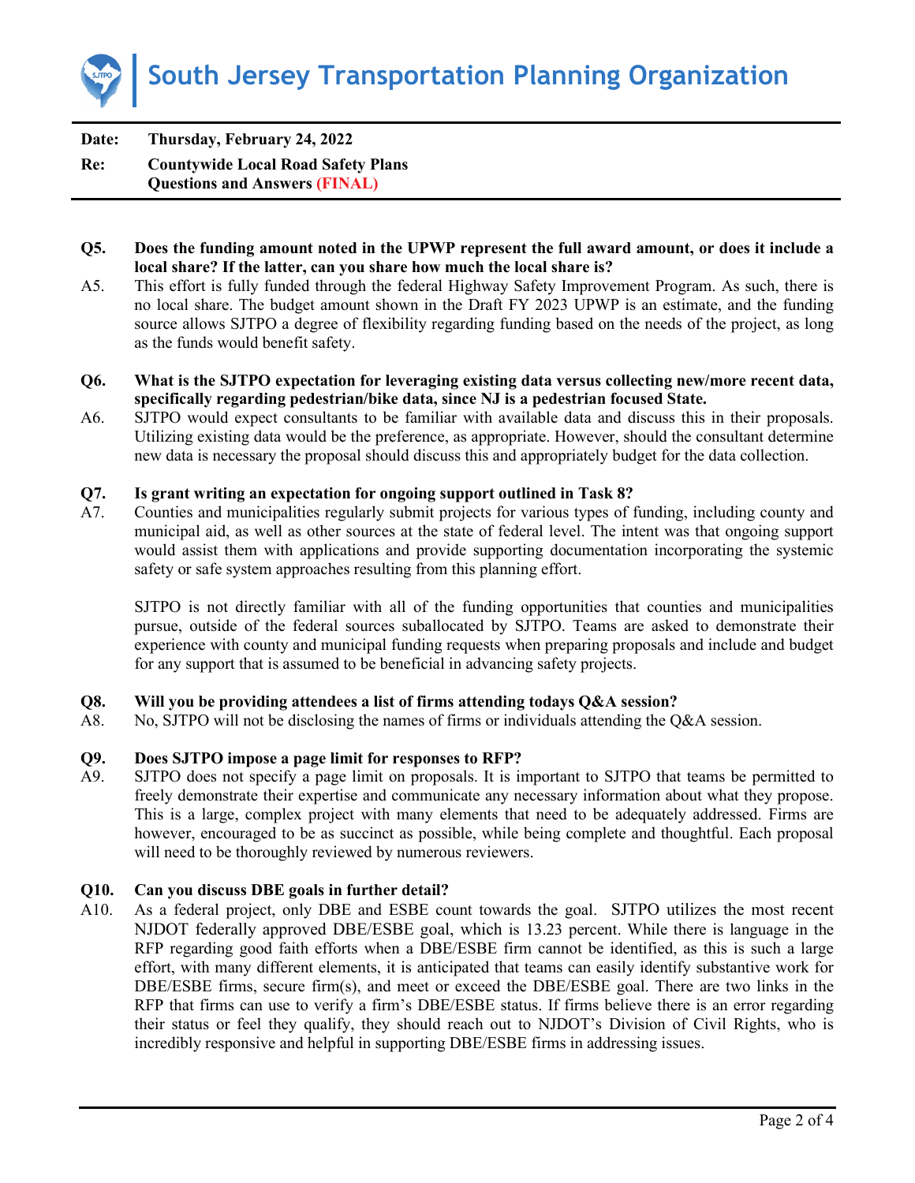**Date:** Thursday, February 24, 2022

**Re:** Countywide Local Road Safety Plans
Questions and Answers (FINAL)

---

**Q5. Does the funding amount noted in the UPWP represent the full award amount, or does it include a local share? If the latter, can you share how much the local share is?**

A5. This effort is fully funded through the federal Highway Safety Improvement Program. As such, there is no local share. The budget amount shown in the Draft FY 2023 UPWP is an estimate, and the funding source allows SJTPO a degree of flexibility regarding funding based on the needs of the project, as long as the funds would benefit safety.

**Q6. What is the SJTPO expectation for leveraging existing data versus collecting new/more recent data, specifically regarding pedestrian/bike data, since NJ is a pedestrian focused State.**

A6. SJTPO would expect consultants to be familiar with available data and discuss this in their proposals. Utilizing existing data would be the preference, as appropriate. However, should the consultant determine new data is necessary the proposal should discuss this and appropriately budget for the data collection.

**Q7. Is grant writing an expectation for ongoing support outlined in Task 8?**

A7. Counties and municipalities regularly submit projects for various types of funding, including county and municipal aid, as well as other sources at the state of federal level. The intent was that ongoing support would assist them with applications and provide supporting documentation incorporating the systemic safety or safe system approaches resulting from this planning effort.

SJTPO is not directly familiar with all of the funding opportunities that counties and municipalities pursue, outside of the federal sources suballocated by SJTPO. Teams are asked to demonstrate their experience with county and municipal funding requests when preparing proposals and include and budget for any support that is assumed to be beneficial in advancing safety projects.

**Q8. Will you be providing attendees a list of firms attending todays Q&A session?**

A8. No, SJTPO will not be disclosing the names of firms or individuals attending the Q&A session.

**Q9. Does SJTPO impose a page limit for responses to RFP?**

A9. SJTPO does not specify a page limit on proposals. It is important to SJTPO that teams be permitted to freely demonstrate their expertise and communicate any necessary information about what they propose. This is a large, complex project with many elements that need to be adequately addressed. Firms are however, encouraged to be as succinct as possible, while being complete and thoughtful. Each proposal will need to be thoroughly reviewed by numerous reviewers.

**Q10. Can you discuss DBE goals in further detail?**

A10. As a federal project, only DBE and ESBE count towards the goal. SJTPO utilizes the most recent NJDOT federally approved DBE/ESBE goal, which is 13.23 percent. While there is language in the RFP regarding good faith efforts when a DBE/ESBE firm cannot be identified, as this is such a large effort, with many different elements, it is anticipated that teams can easily identify substantive work for DBE/ESBE firms, secure firm(s), and meet or exceed the DBE/ESBE goal. There are two links in the RFP that firms can use to verify a firm's DBE/ESBE status. If firms believe there is an error regarding their status or feel they qualify, they should reach out to NJDOT's Division of Civil Rights, who is incredibly responsive and helpful in supporting DBE/ESBE firms in addressing issues.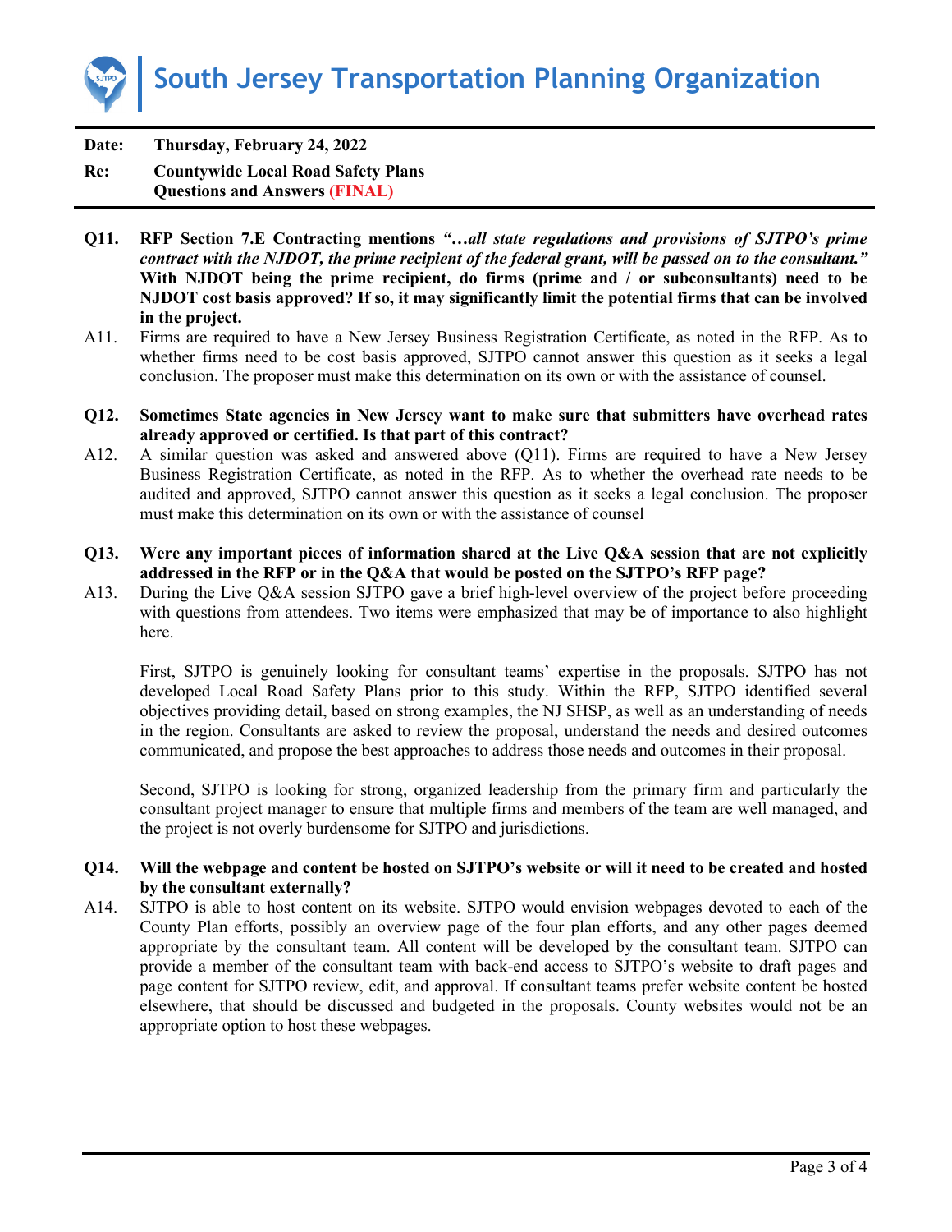# South Jersey Transportation Planning Organization

**Date:** Thursday, February 24, 2022

**Re:** Countywide Local Road Safety Plans
Questions and Answers (FINAL)

---

**Q11. RFP Section 7.E Contracting mentions *"…all state regulations and provisions of SJTPO's prime contract with the NJDOT, the prime recipient of the federal grant, will be passed on to the consultant."* With NJDOT being the prime recipient, do firms (prime and / or subconsultants) need to be NJDOT cost basis approved? If so, it may significantly limit the potential firms that can be involved in the project.**

A11. Firms are required to have a New Jersey Business Registration Certificate, as noted in the RFP. As to whether firms need to be cost basis approved, SJTPO cannot answer this question as it seeks a legal conclusion. The proposer must make this determination on its own or with the assistance of counsel.

**Q12. Sometimes State agencies in New Jersey want to make sure that submitters have overhead rates already approved or certified. Is that part of this contract?**

A12. A similar question was asked and answered above (Q11). Firms are required to have a New Jersey Business Registration Certificate, as noted in the RFP. As to whether the overhead rate needs to be audited and approved, SJTPO cannot answer this question as it seeks a legal conclusion. The proposer must make this determination on its own or with the assistance of counsel

**Q13. Were any important pieces of information shared at the Live Q&A session that are not explicitly addressed in the RFP or in the Q&A that would be posted on the SJTPO's RFP page?**

A13. During the Live Q&A session SJTPO gave a brief high-level overview of the project before proceeding with questions from attendees. Two items were emphasized that may be of importance to also highlight here.

First, SJTPO is genuinely looking for consultant teams' expertise in the proposals. SJTPO has not developed Local Road Safety Plans prior to this study. Within the RFP, SJTPO identified several objectives providing detail, based on strong examples, the NJ SHSP, as well as an understanding of needs in the region. Consultants are asked to review the proposal, understand the needs and desired outcomes communicated, and propose the best approaches to address those needs and outcomes in their proposal.

Second, SJTPO is looking for strong, organized leadership from the primary firm and particularly the consultant project manager to ensure that multiple firms and members of the team are well managed, and the project is not overly burdensome for SJTPO and jurisdictions.

**Q14. Will the webpage and content be hosted on SJTPO's website or will it need to be created and hosted by the consultant externally?**

A14. SJTPO is able to host content on its website. SJTPO would envision webpages devoted to each of the County Plan efforts, possibly an overview page of the four plan efforts, and any other pages deemed appropriate by the consultant team. All content will be developed by the consultant team. SJTPO can provide a member of the consultant team with back-end access to SJTPO's website to draft pages and page content for SJTPO review, edit, and approval. If consultant teams prefer website content be hosted elsewhere, that should be discussed and budgeted in the proposals. County websites would not be an appropriate option to host these webpages.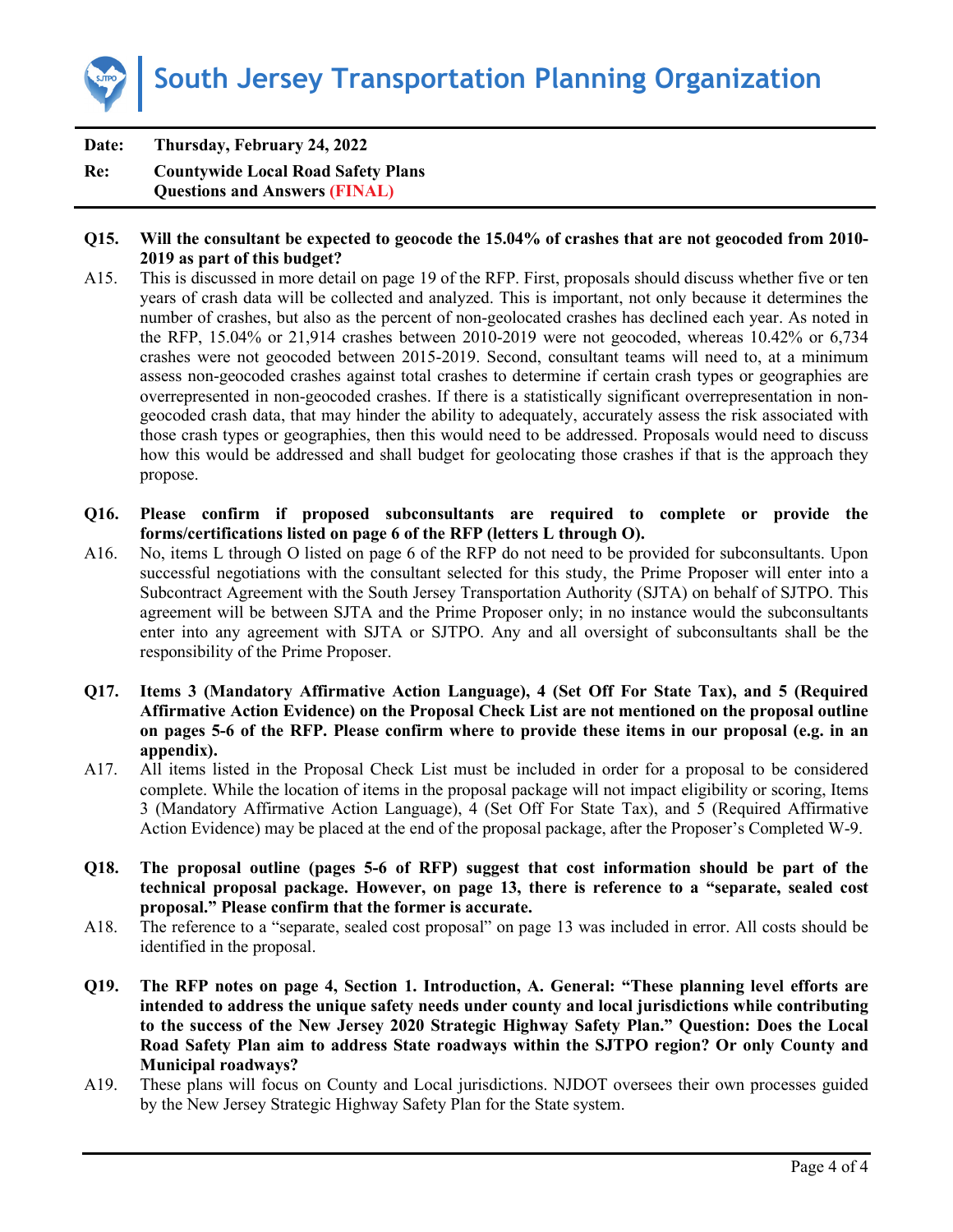# South Jersey Transportation Planning Organization

**Date:** Thursday, February 24, 2022

**Re:** Countywide Local Road Safety Plans
Questions and Answers (FINAL)

---

**Q15. Will the consultant be expected to geocode the 15.04% of crashes that are not geocoded from 2010-2019 as part of this budget?**

A15. This is discussed in more detail on page 19 of the RFP. First, proposals should discuss whether five or ten years of crash data will be collected and analyzed. This is important, not only because it determines the number of crashes, but also as the percent of non-geolocated crashes has declined each year. As noted in the RFP, 15.04% or 21,914 crashes between 2010-2019 were not geocoded, whereas 10.42% or 6,734 crashes were not geocoded between 2015-2019. Second, consultant teams will need to, at a minimum assess non-geocoded crashes against total crashes to determine if certain crash types or geographies are overrepresented in non-geocoded crashes. If there is a statistically significant overrepresentation in non-geocoded crash data, that may hinder the ability to adequately, accurately assess the risk associated with those crash types or geographies, then this would need to be addressed. Proposals would need to discuss how this would be addressed and shall budget for geolocating those crashes if that is the approach they propose.

**Q16. Please confirm if proposed subconsultants are required to complete or provide the forms/certifications listed on page 6 of the RFP (letters L through O).**

A16. No, items L through O listed on page 6 of the RFP do not need to be provided for subconsultants. Upon successful negotiations with the consultant selected for this study, the Prime Proposer will enter into a Subcontract Agreement with the South Jersey Transportation Authority (SJTA) on behalf of SJTPO. This agreement will be between SJTA and the Prime Proposer only; in no instance would the subconsultants enter into any agreement with SJTA or SJTPO. Any and all oversight of subconsultants shall be the responsibility of the Prime Proposer.

**Q17. Items 3 (Mandatory Affirmative Action Language), 4 (Set Off For State Tax), and 5 (Required Affirmative Action Evidence) on the Proposal Check List are not mentioned on the proposal outline on pages 5-6 of the RFP. Please confirm where to provide these items in our proposal (e.g. in an appendix).**

A17. All items listed in the Proposal Check List must be included in order for a proposal to be considered complete. While the location of items in the proposal package will not impact eligibility or scoring, Items 3 (Mandatory Affirmative Action Language), 4 (Set Off For State Tax), and 5 (Required Affirmative Action Evidence) may be placed at the end of the proposal package, after the Proposer's Completed W-9.

**Q18. The proposal outline (pages 5-6 of RFP) suggest that cost information should be part of the technical proposal package. However, on page 13, there is reference to a "separate, sealed cost proposal." Please confirm that the former is accurate.**

A18. The reference to a "separate, sealed cost proposal" on page 13 was included in error. All costs should be identified in the proposal.

**Q19. The RFP notes on page 4, Section 1. Introduction, A. General: "These planning level efforts are intended to address the unique safety needs under county and local jurisdictions while contributing to the success of the New Jersey 2020 Strategic Highway Safety Plan." Question: Does the Local Road Safety Plan aim to address State roadways within the SJTPO region? Or only County and Municipal roadways?**

A19. These plans will focus on County and Local jurisdictions. NJDOT oversees their own processes guided by the New Jersey Strategic Highway Safety Plan for the State system.